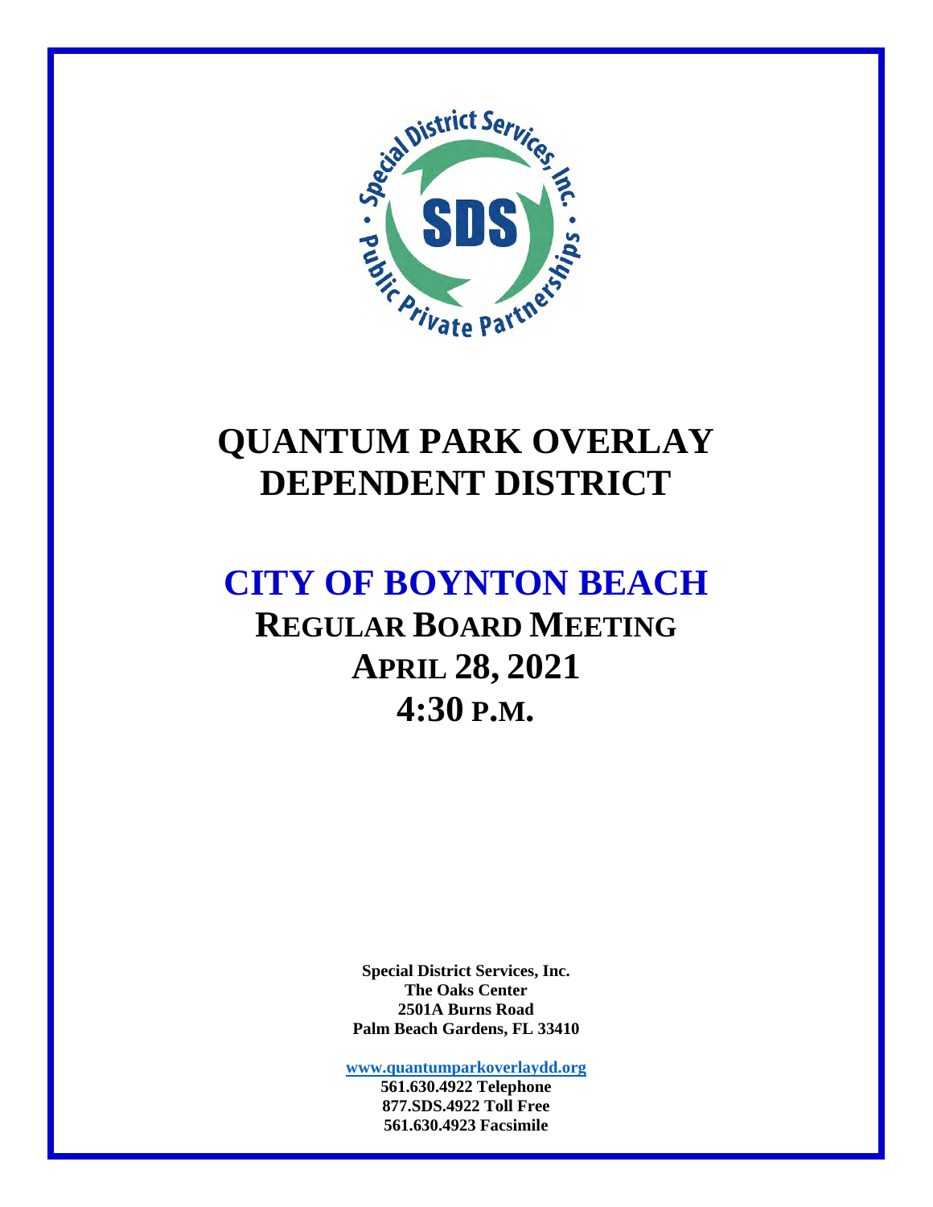# QUANTUM PARK OVERLAY DEPENDENT DISTRICT

## CITY OF BOYNTON BEACH

## REGULAR BOARD MEETING

## APRIL 28, 2021

## 4:30 P.M.

**Special District Services, Inc.**
**The Oaks Center**
**2501A Burns Road**
**Palm Beach Gardens, FL 33410**

**www.quantumparkoverlaydd.org**
**561.630.4922 Telephone**
**877.SDS.4922 Toll Free**
**561.630.4923 Facsimile**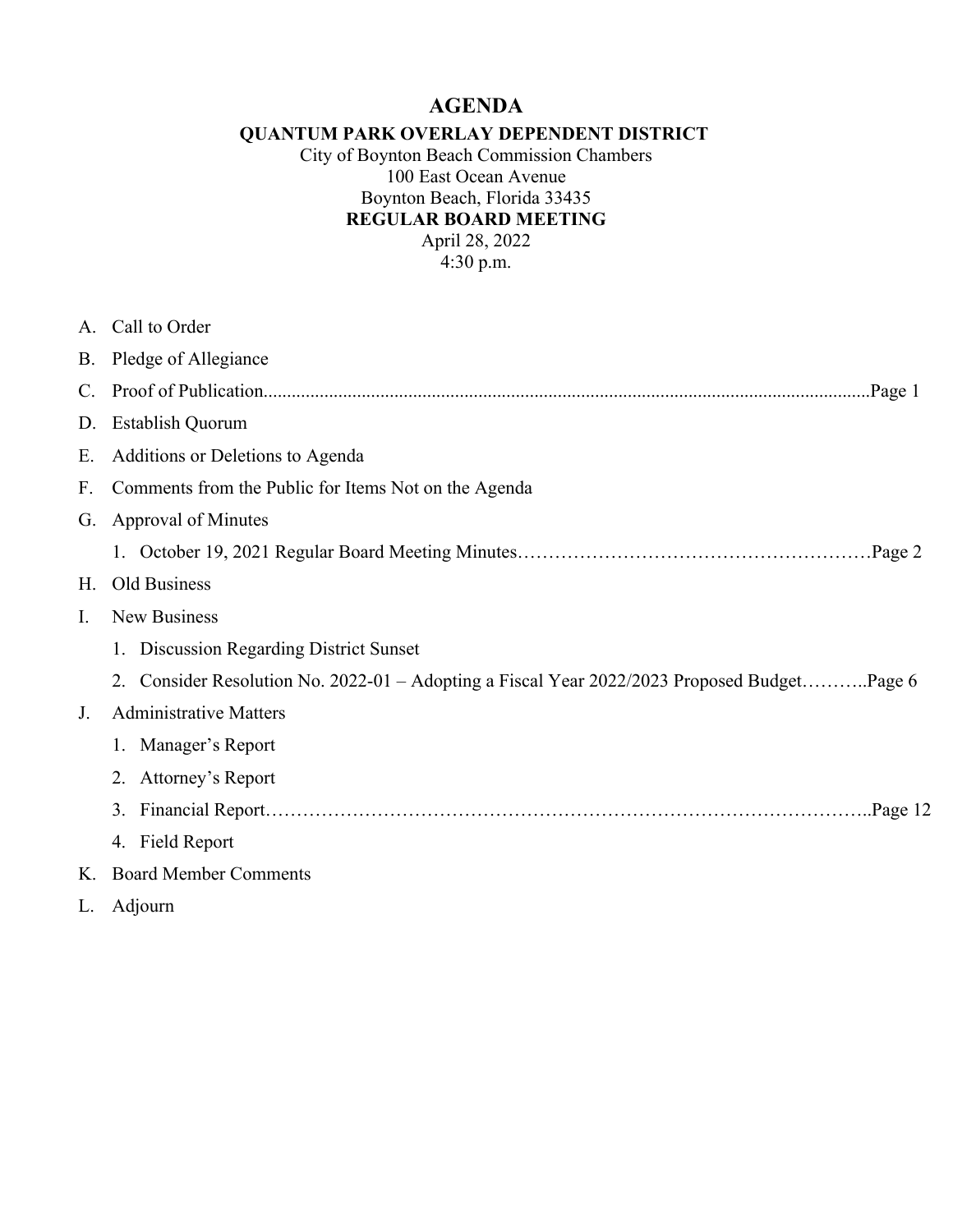# AGENDA

**QUANTUM PARK OVERLAY DEPENDENT DISTRICT**

City of Boynton Beach Commission Chambers
100 East Ocean Avenue
Boynton Beach, Florida 33435

**REGULAR BOARD MEETING**

April 28, 2022
4:30 p.m.

A. Call to Order

B. Pledge of Allegiance

C. Proof of Publication.......................................................................................................................Page 1

D. Establish Quorum

E. Additions or Deletions to Agenda

F. Comments from the Public for Items Not on the Agenda

G. Approval of Minutes

   1. October 19, 2021 Regular Board Meeting Minutes…………………………………………………Page 2

H. Old Business

I. New Business

   1. Discussion Regarding District Sunset

   2. Consider Resolution No. 2022-01 – Adopting a Fiscal Year 2022/2023 Proposed Budget………..Page 6

J. Administrative Matters

   1. Manager's Report

   2. Attorney's Report

   3. Financial Report……………………………………………………………………………………..Page 12

   4. Field Report

K. Board Member Comments

L. Adjourn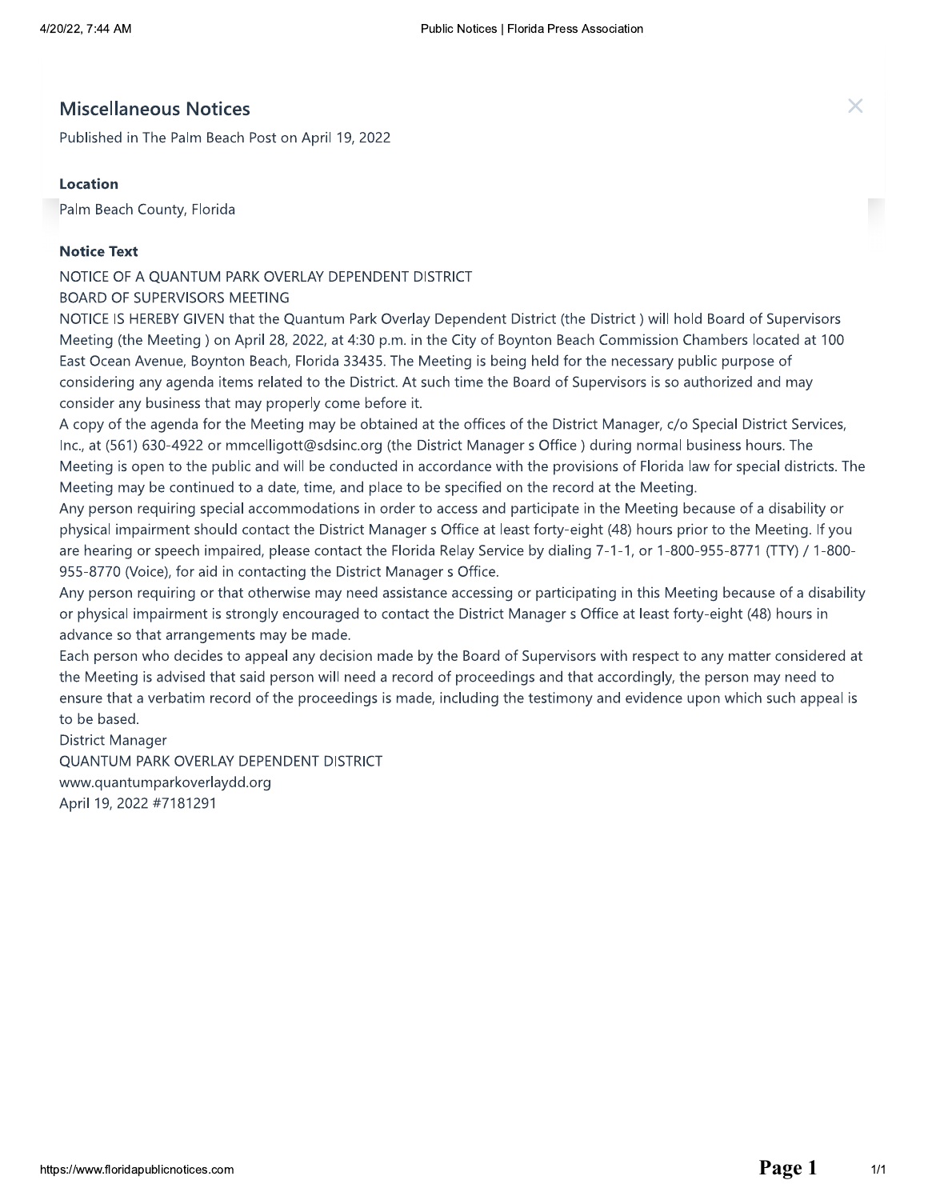## Miscellaneous Notices

Published in The Palm Beach Post on April 19, 2022

### Location

Palm Beach County, Florida

### Notice Text

NOTICE OF A QUANTUM PARK OVERLAY DEPENDENT DISTRICT
BOARD OF SUPERVISORS MEETING

NOTICE IS HEREBY GIVEN that the Quantum Park Overlay Dependent District (the District ) will hold Board of Supervisors Meeting (the Meeting ) on April 28, 2022, at 4:30 p.m. in the City of Boynton Beach Commission Chambers located at 100 East Ocean Avenue, Boynton Beach, Florida 33435. The Meeting is being held for the necessary public purpose of considering any agenda items related to the District. At such time the Board of Supervisors is so authorized and may consider any business that may properly come before it.

A copy of the agenda for the Meeting may be obtained at the offices of the District Manager, c/o Special District Services, Inc., at (561) 630-4922 or mmcelligott@sdsinc.org (the District Manager s Office ) during normal business hours. The Meeting is open to the public and will be conducted in accordance with the provisions of Florida law for special districts. The Meeting may be continued to a date, time, and place to be specified on the record at the Meeting.

Any person requiring special accommodations in order to access and participate in the Meeting because of a disability or physical impairment should contact the District Manager s Office at least forty-eight (48) hours prior to the Meeting. If you are hearing or speech impaired, please contact the Florida Relay Service by dialing 7-1-1, or 1-800-955-8771 (TTY) / 1-800-955-8770 (Voice), for aid in contacting the District Manager s Office.

Any person requiring or that otherwise may need assistance accessing or participating in this Meeting because of a disability or physical impairment is strongly encouraged to contact the District Manager s Office at least forty-eight (48) hours in advance so that arrangements may be made.

Each person who decides to appeal any decision made by the Board of Supervisors with respect to any matter considered at the Meeting is advised that said person will need a record of proceedings and that accordingly, the person may need to ensure that a verbatim record of the proceedings is made, including the testimony and evidence upon which such appeal is to be based.

District Manager
QUANTUM PARK OVERLAY DEPENDENT DISTRICT
www.quantumparkoverlaydd.org
April 19, 2022 #7181291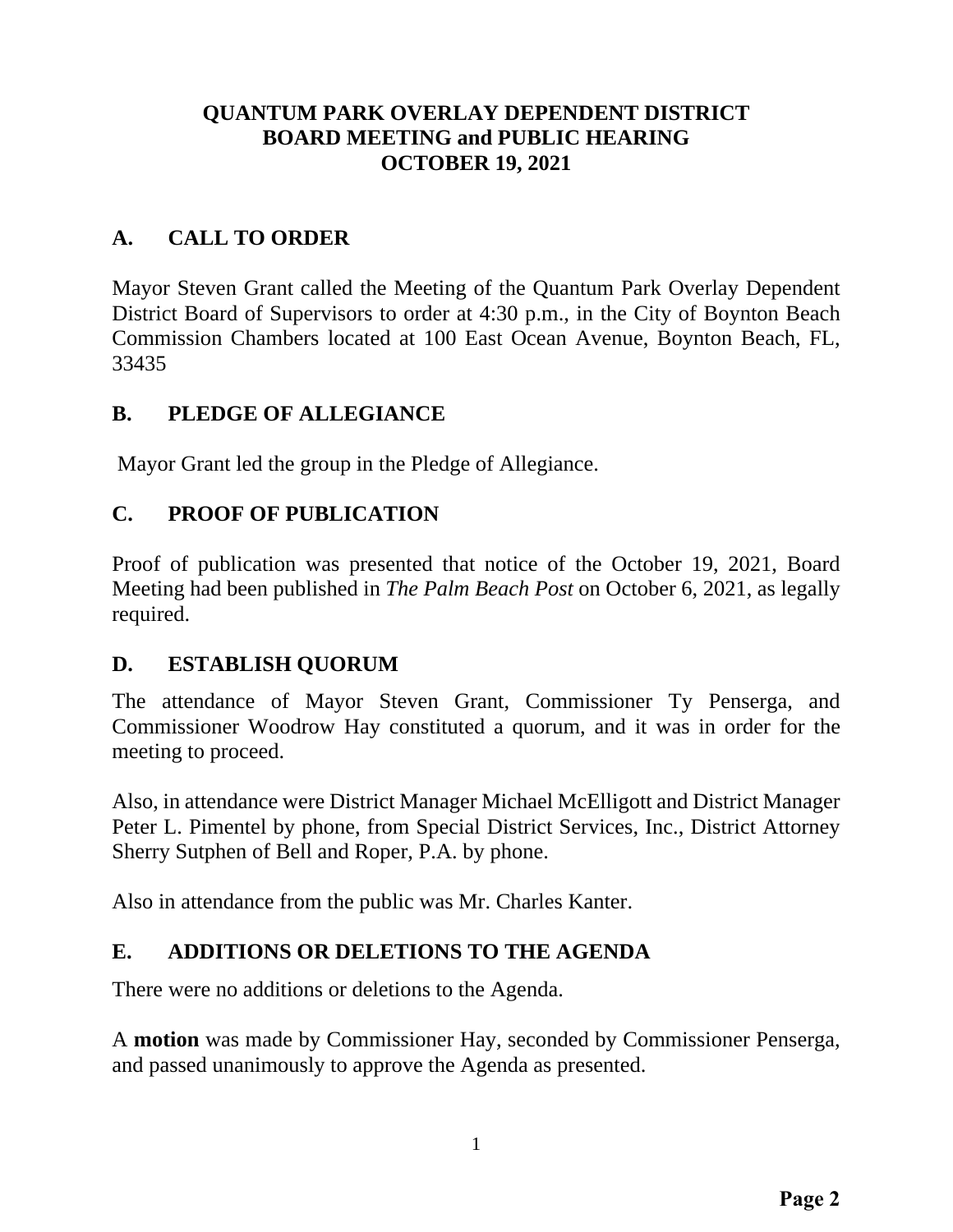# QUANTUM PARK OVERLAY DEPENDENT DISTRICT
# BOARD MEETING and PUBLIC HEARING
# OCTOBER 19, 2021

## A. CALL TO ORDER

Mayor Steven Grant called the Meeting of the Quantum Park Overlay Dependent District Board of Supervisors to order at 4:30 p.m., in the City of Boynton Beach Commission Chambers located at 100 East Ocean Avenue, Boynton Beach, FL, 33435

## B. PLEDGE OF ALLEGIANCE

Mayor Grant led the group in the Pledge of Allegiance.

## C. PROOF OF PUBLICATION

Proof of publication was presented that notice of the October 19, 2021, Board Meeting had been published in *The Palm Beach Post* on October 6, 2021, as legally required.

## D. ESTABLISH QUORUM

The attendance of Mayor Steven Grant, Commissioner Ty Penserga, and Commissioner Woodrow Hay constituted a quorum, and it was in order for the meeting to proceed.

Also, in attendance were District Manager Michael McElligott and District Manager Peter L. Pimentel by phone, from Special District Services, Inc., District Attorney Sherry Sutphen of Bell and Roper, P.A. by phone.

Also in attendance from the public was Mr. Charles Kanter.

## E. ADDITIONS OR DELETIONS TO THE AGENDA

There were no additions or deletions to the Agenda.

A **motion** was made by Commissioner Hay, seconded by Commissioner Penserga, and passed unanimously to approve the Agenda as presented.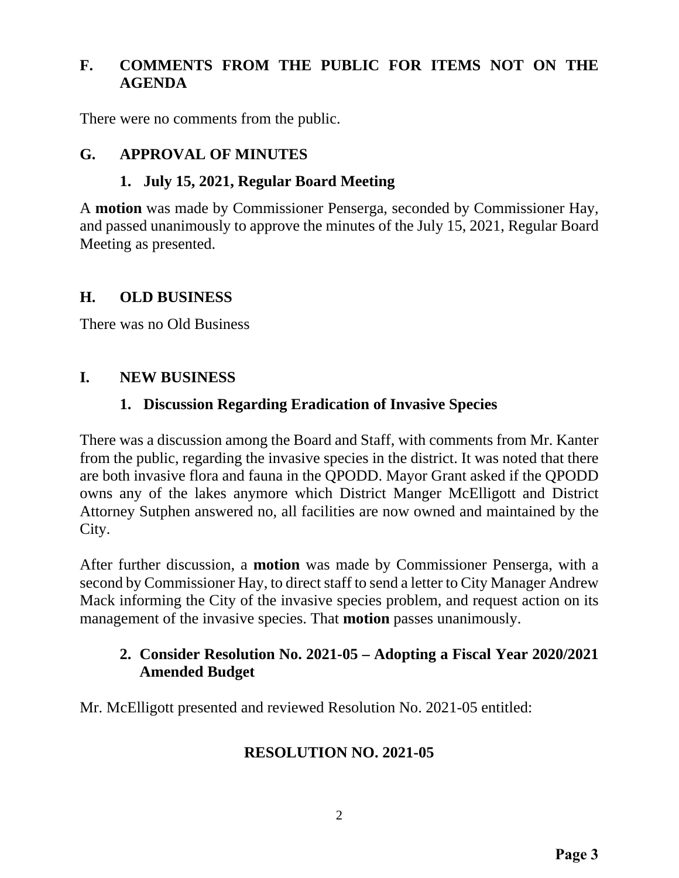## F. COMMENTS FROM THE PUBLIC FOR ITEMS NOT ON THE AGENDA

There were no comments from the public.

## G. APPROVAL OF MINUTES

### 1. July 15, 2021, Regular Board Meeting

A **motion** was made by Commissioner Penserga, seconded by Commissioner Hay, and passed unanimously to approve the minutes of the July 15, 2021, Regular Board Meeting as presented.

## H. OLD BUSINESS

There was no Old Business

## I. NEW BUSINESS

### 1. Discussion Regarding Eradication of Invasive Species

There was a discussion among the Board and Staff, with comments from Mr. Kanter from the public, regarding the invasive species in the district. It was noted that there are both invasive flora and fauna in the QPODD. Mayor Grant asked if the QPODD owns any of the lakes anymore which District Manger McElligott and District Attorney Sutphen answered no, all facilities are now owned and maintained by the City.

After further discussion, a **motion** was made by Commissioner Penserga, with a second by Commissioner Hay, to direct staff to send a letter to City Manager Andrew Mack informing the City of the invasive species problem, and request action on its management of the invasive species. That **motion** passes unanimously.

### 2. Consider Resolution No. 2021-05 – Adopting a Fiscal Year 2020/2021 Amended Budget

Mr. McElligott presented and reviewed Resolution No. 2021-05 entitled:

**RESOLUTION NO. 2021-05**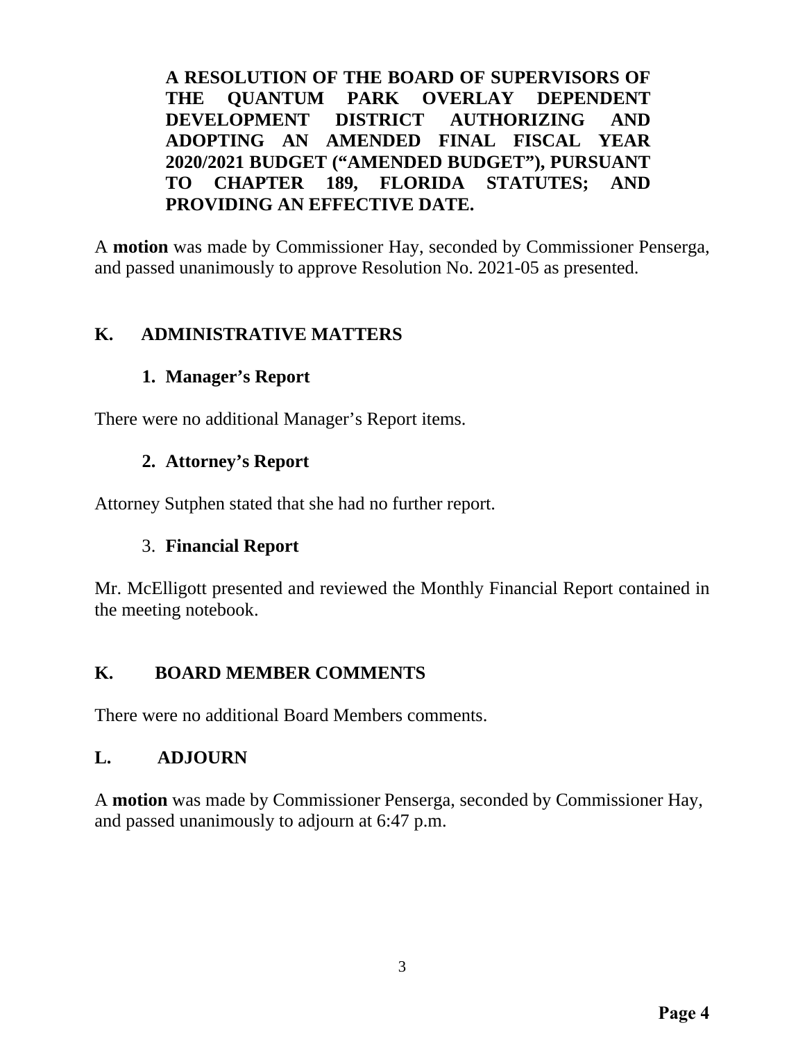**A RESOLUTION OF THE BOARD OF SUPERVISORS OF THE QUANTUM PARK OVERLAY DEPENDENT DEVELOPMENT DISTRICT AUTHORIZING AND ADOPTING AN AMENDED FINAL FISCAL YEAR 2020/2021 BUDGET ("AMENDED BUDGET"), PURSUANT TO CHAPTER 189, FLORIDA STATUTES; AND PROVIDING AN EFFECTIVE DATE.**

A **motion** was made by Commissioner Hay, seconded by Commissioner Penserga, and passed unanimously to approve Resolution No. 2021-05 as presented.

## K. ADMINISTRATIVE MATTERS

### 1. Manager's Report

There were no additional Manager's Report items.

### 2. Attorney's Report

Attorney Sutphen stated that she had no further report.

### 3. Financial Report

Mr. McElligott presented and reviewed the Monthly Financial Report contained in the meeting notebook.

## K. BOARD MEMBER COMMENTS

There were no additional Board Members comments.

## L. ADJOURN

A **motion** was made by Commissioner Penserga, seconded by Commissioner Hay, and passed unanimously to adjourn at 6:47 p.m.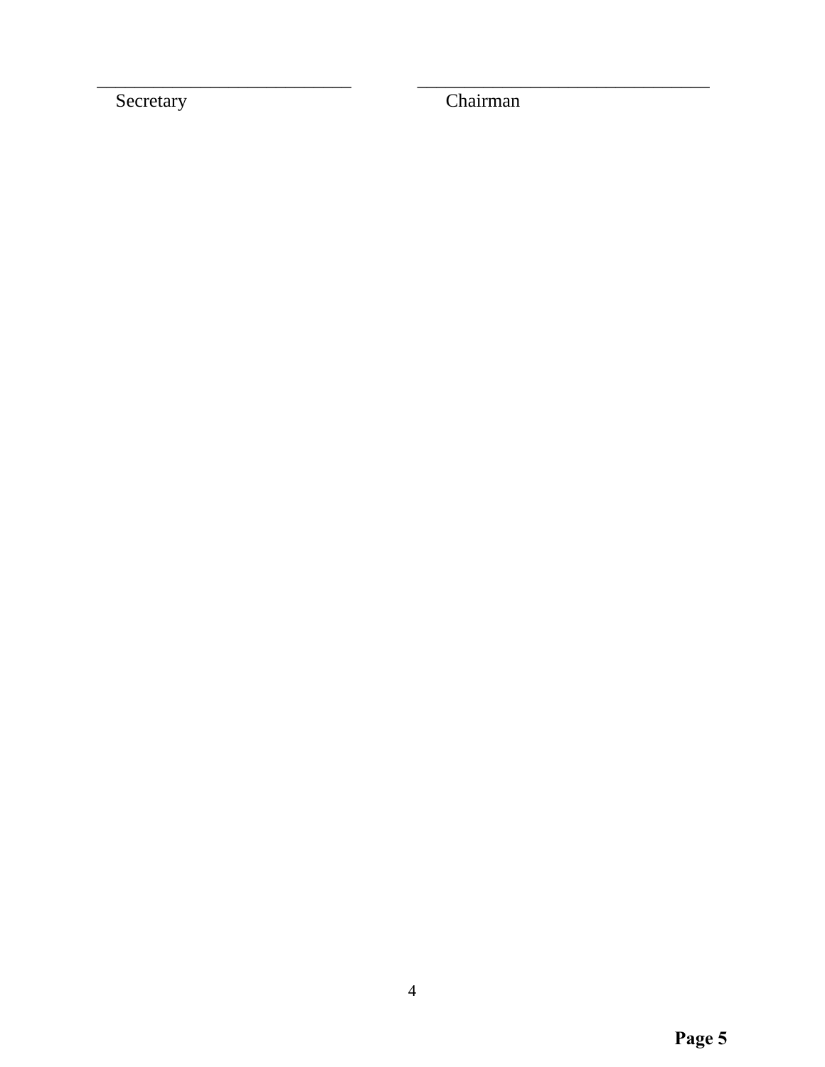\_\_\_\_\_\_\_\_\_\_\_\_\_\_\_\_\_\_\_\_\_\_\_\_\_\_\_\_  \_\_\_\_\_\_\_\_\_\_\_\_\_\_\_\_\_\_\_\_\_\_\_\_\_\_\_\_\_\_\_\_

Secretary  Chairman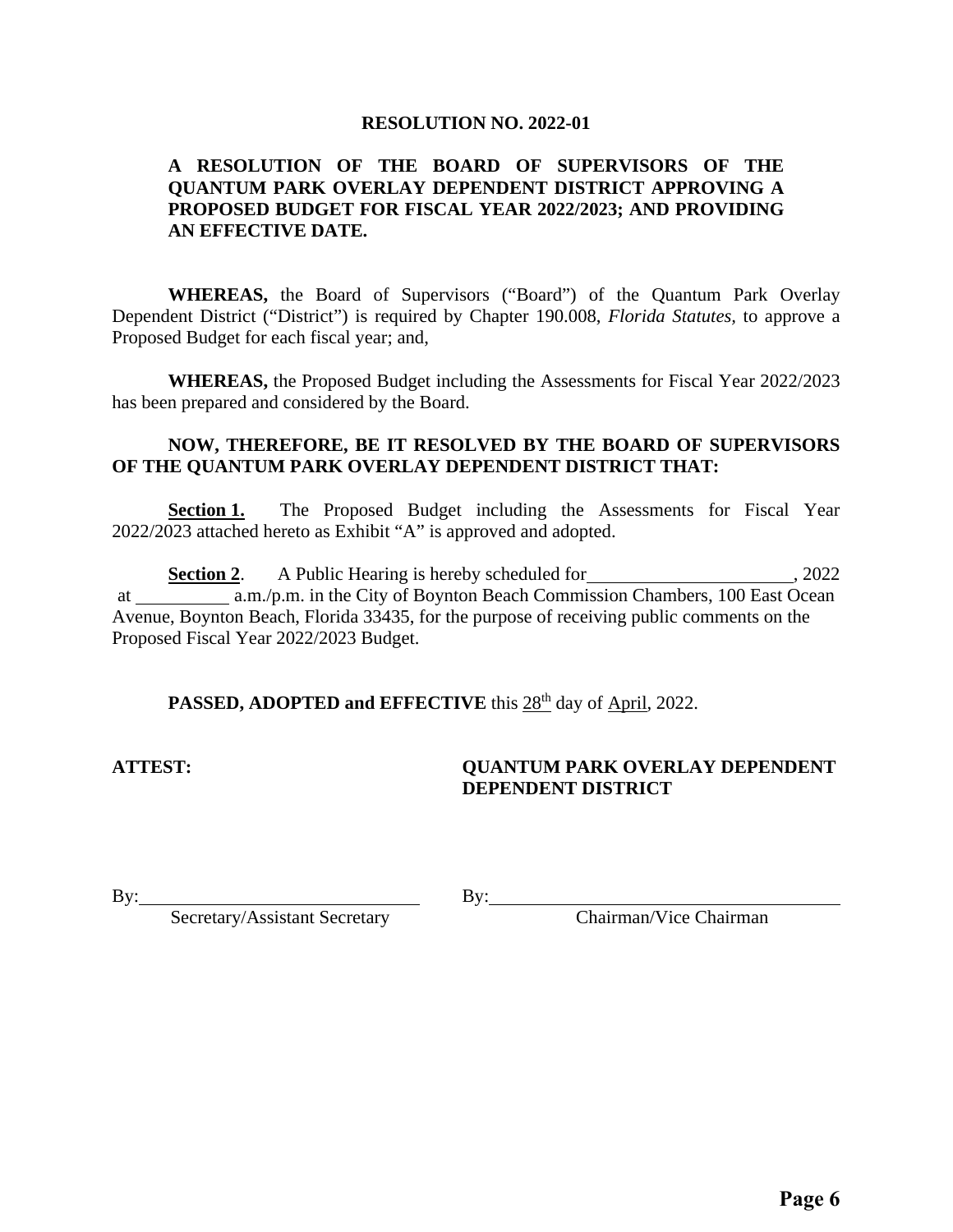**RESOLUTION NO. 2022-01**

**A RESOLUTION OF THE BOARD OF SUPERVISORS OF THE QUANTUM PARK OVERLAY DEPENDENT DISTRICT APPROVING A PROPOSED BUDGET FOR FISCAL YEAR 2022/2023; AND PROVIDING AN EFFECTIVE DATE.**

**WHEREAS,** the Board of Supervisors ("Board") of the Quantum Park Overlay Dependent District ("District") is required by Chapter 190.008, *Florida Statutes,* to approve a Proposed Budget for each fiscal year; and,

**WHEREAS,** the Proposed Budget including the Assessments for Fiscal Year 2022/2023 has been prepared and considered by the Board.

**NOW, THEREFORE, BE IT RESOLVED BY THE BOARD OF SUPERVISORS OF THE QUANTUM PARK OVERLAY DEPENDENT DISTRICT THAT:**

**Section 1.** The Proposed Budget including the Assessments for Fiscal Year 2022/2023 attached hereto as Exhibit "A" is approved and adopted.

**Section 2**. A Public Hearing is hereby scheduled for \_\_\_\_\_\_\_\_\_\_\_\_\_\_\_\_\_\_\_\_\_\_, 2022 at \_\_\_\_\_\_\_\_\_\_ a.m./p.m. in the City of Boynton Beach Commission Chambers, 100 East Ocean Avenue, Boynton Beach, Florida 33435, for the purpose of receiving public comments on the Proposed Fiscal Year 2022/2023 Budget.

**PASSED, ADOPTED and EFFECTIVE** this 28th day of April, 2022.

**ATTEST:**

**QUANTUM PARK OVERLAY DEPENDENT DEPENDENT DISTRICT**

By: \_\_\_\_\_\_\_\_\_\_\_\_\_\_\_\_\_\_\_\_\_\_\_\_\_\_\_\_\_\_
Secretary/Assistant Secretary

By: \_\_\_\_\_\_\_\_\_\_\_\_\_\_\_\_\_\_\_\_\_\_\_\_\_\_\_\_\_\_
Chairman/Vice Chairman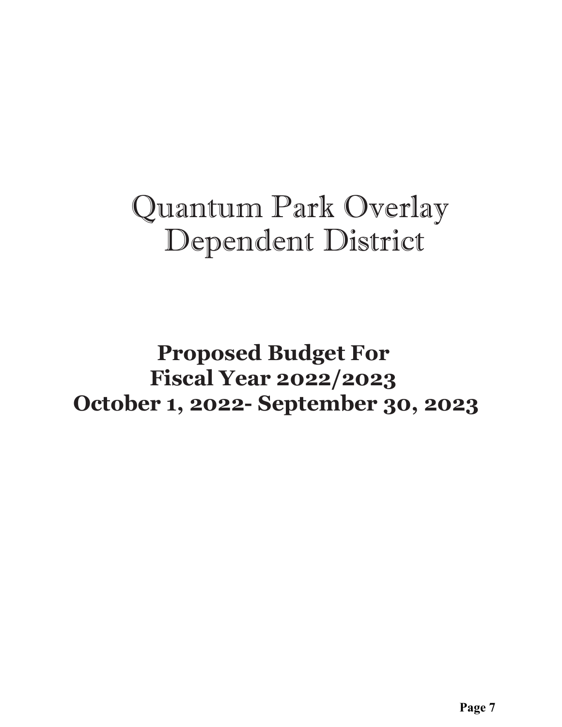# Quantum Park Overlay Dependent District

## Proposed Budget For Fiscal Year 2022/2023 October 1, 2022- September 30, 2023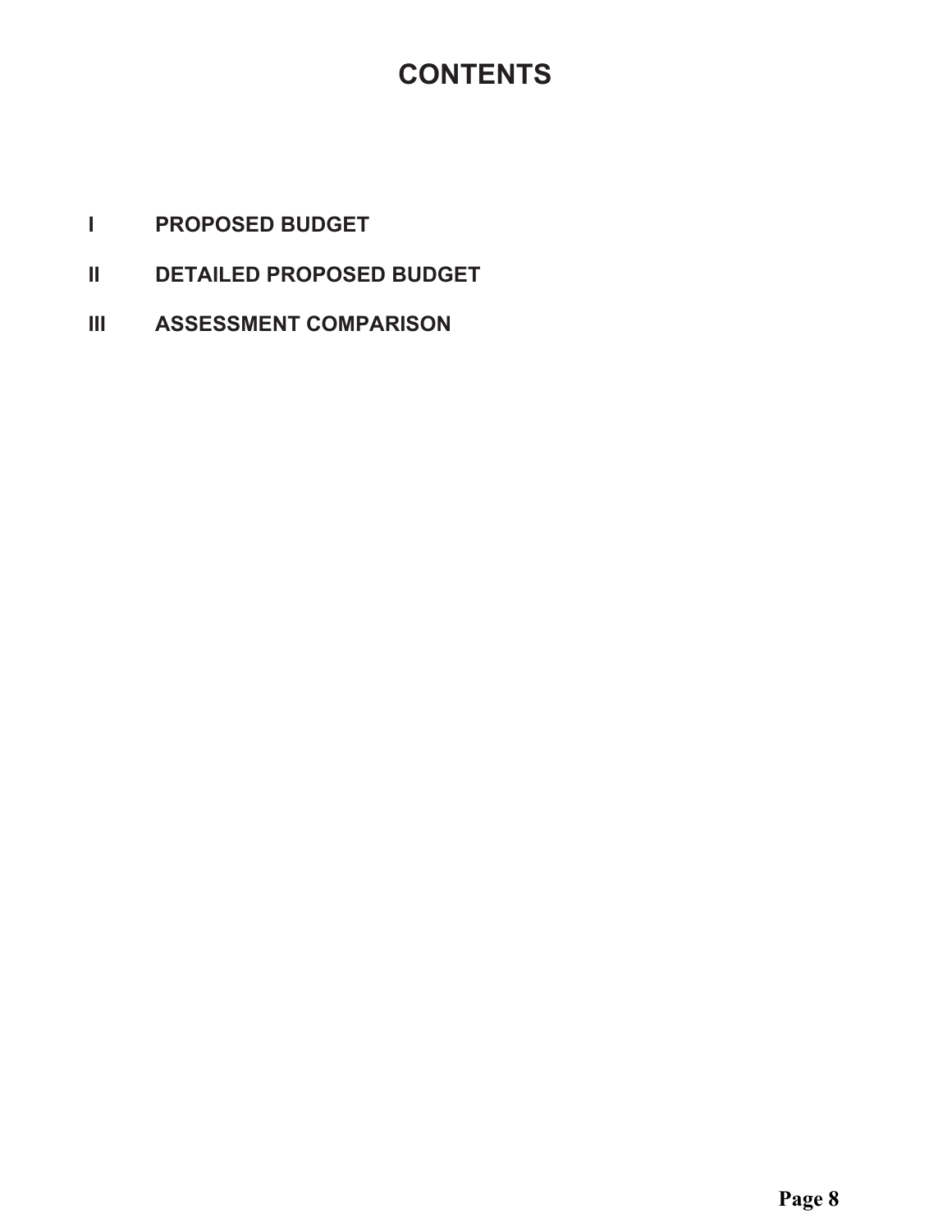# CONTENTS

I PROPOSED BUDGET

II DETAILED PROPOSED BUDGET

III ASSESSMENT COMPARISON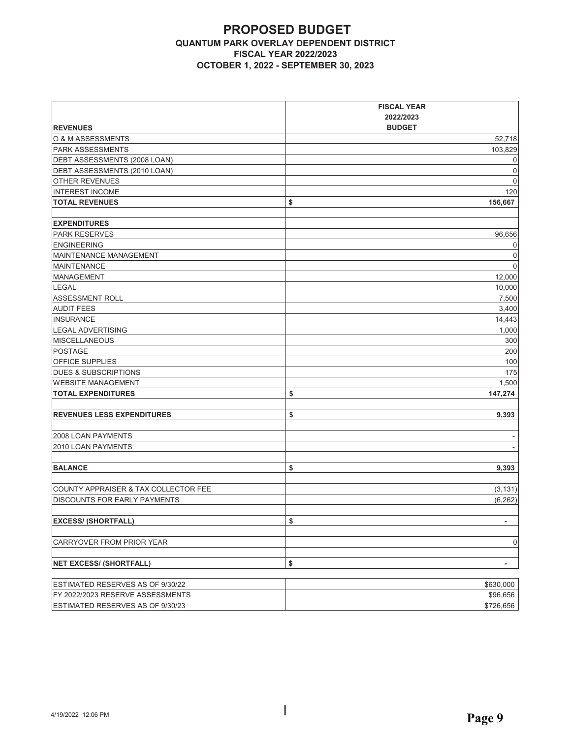# PROPOSED BUDGET

### QUANTUM PARK OVERLAY DEPENDENT DISTRICT

### FISCAL YEAR 2022/2023

### OCTOBER 1, 2022 - SEPTEMBER 30, 2023

| REVENUES | FISCAL YEAR 2022/2023 BUDGET |
|---|---|
| O & M ASSESSMENTS | 52,718 |
| PARK ASSESSMENTS | 103,829 |
| DEBT ASSESSMENTS (2008 LOAN) | 0 |
| DEBT ASSESSMENTS (2010 LOAN) | 0 |
| OTHER REVENUES | 0 |
| INTEREST INCOME | 120 |
| **TOTAL REVENUES** | **$ 156,667** |
| | |
| **EXPENDITURES** | |
| PARK RESERVES | 96,656 |
| ENGINEERING | 0 |
| MAINTENANCE MANAGEMENT | 0 |
| MAINTENANCE | 0 |
| MANAGEMENT | 12,000 |
| LEGAL | 10,000 |
| ASSESSMENT ROLL | 7,500 |
| AUDIT FEES | 3,400 |
| INSURANCE | 14,443 |
| LEGAL ADVERTISING | 1,000 |
| MISCELLANEOUS | 300 |
| POSTAGE | 200 |
| OFFICE SUPPLIES | 100 |
| DUES & SUBSCRIPTIONS | 175 |
| WEBSITE MANAGEMENT | 1,500 |
| **TOTAL EXPENDITURES** | **$ 147,274** |
| | |
| **REVENUES LESS EXPENDITURES** | **$ 9,393** |
| | |
| 2008 LOAN PAYMENTS | - |
| 2010 LOAN PAYMENTS | - |
| | |
| **BALANCE** | **$ 9,393** |
| | |
| COUNTY APPRAISER & TAX COLLECTOR FEE | (3,131) |
| DISCOUNTS FOR EARLY PAYMENTS | (6,262) |
| | |
| **EXCESS/ (SHORTFALL)** | **$ -** |
| | |
| CARRYOVER FROM PRIOR YEAR | 0 |
| | |
| **NET EXCESS/ (SHORTFALL)** | **$ -** |

| | |
|---|---|
| ESTIMATED RESERVES AS OF 9/30/22 | $630,000 |
| FY 2022/2023 RESERVE ASSESSMENTS | $96,656 |
| ESTIMATED RESERVES AS OF 9/30/23 | $726,656 |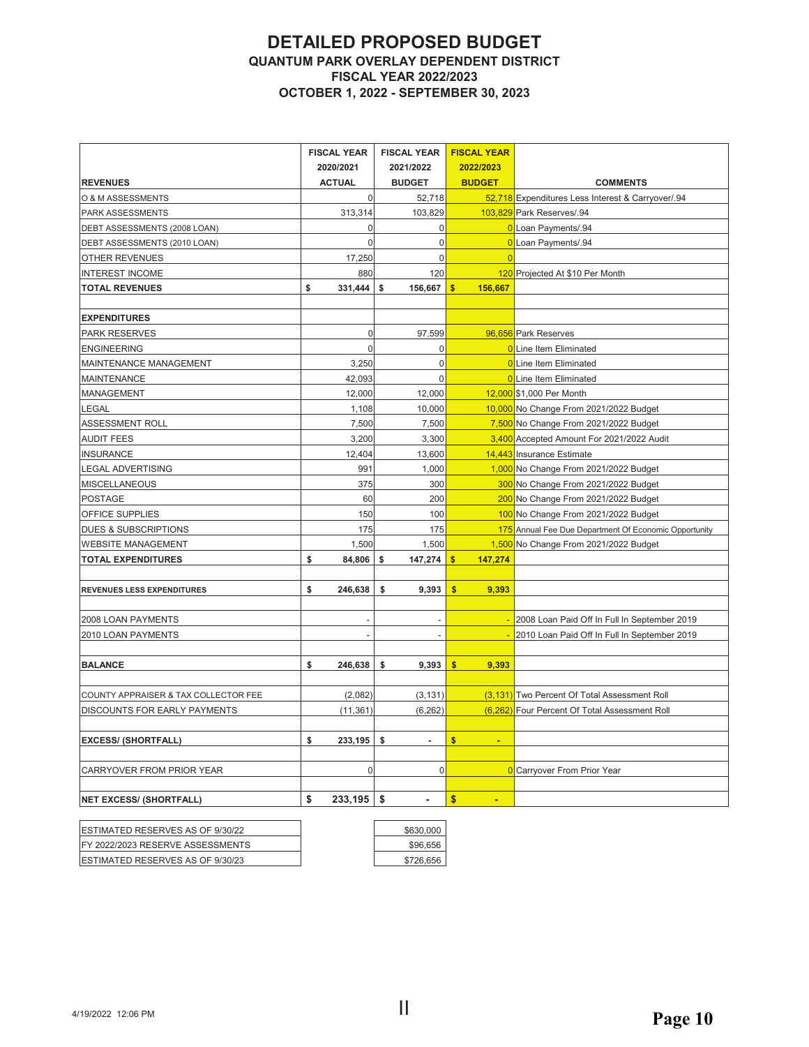# DETAILED PROPOSED BUDGET

## QUANTUM PARK OVERLAY DEPENDENT DISTRICT

## FISCAL YEAR 2022/2023

## OCTOBER 1, 2022 - SEPTEMBER 30, 2023

| REVENUES | FISCAL YEAR 2020/2021 ACTUAL | FISCAL YEAR 2021/2022 BUDGET | FISCAL YEAR 2022/2023 BUDGET | COMMENTS |
|---|---|---|---|---|
| O & M ASSESSMENTS | 0 | 52,718 | 52,718 | Expenditures Less Interest & Carryover/.94 |
| PARK ASSESSMENTS | 313,314 | 103,829 | 103,829 | Park Reserves/.94 |
| DEBT ASSESSMENTS (2008 LOAN) | 0 | 0 | 0 | Loan Payments/.94 |
| DEBT ASSESSMENTS (2010 LOAN) | 0 | 0 | 0 | Loan Payments/.94 |
| OTHER REVENUES | 17,250 | 0 | 0 | |
| INTEREST INCOME | 880 | 120 | 120 | Projected At $10 Per Month |
| **TOTAL REVENUES** | **$ 331,444** | **$ 156,667** | **$ 156,667** | |
| | | | | |
| **EXPENDITURES** | | | | |
| PARK RESERVES | 0 | 97,599 | 96,656 | Park Reserves |
| ENGINEERING | 0 | 0 | 0 | Line Item Eliminated |
| MAINTENANCE MANAGEMENT | 3,250 | 0 | 0 | Line Item Eliminated |
| MAINTENANCE | 42,093 | 0 | 0 | Line Item Eliminated |
| MANAGEMENT | 12,000 | 12,000 | 12,000 | $1,000 Per Month |
| LEGAL | 1,108 | 10,000 | 10,000 | No Change From 2021/2022 Budget |
| ASSESSMENT ROLL | 7,500 | 7,500 | 7,500 | No Change From 2021/2022 Budget |
| AUDIT FEES | 3,200 | 3,300 | 3,400 | Accepted Amount For 2021/2022 Audit |
| INSURANCE | 12,404 | 13,600 | 14,443 | Insurance Estimate |
| LEGAL ADVERTISING | 991 | 1,000 | 1,000 | No Change From 2021/2022 Budget |
| MISCELLANEOUS | 375 | 300 | 300 | No Change From 2021/2022 Budget |
| POSTAGE | 60 | 200 | 200 | No Change From 2021/2022 Budget |
| OFFICE SUPPLIES | 150 | 100 | 100 | No Change From 2021/2022 Budget |
| DUES & SUBSCRIPTIONS | 175 | 175 | 175 | Annual Fee Due Department Of Economic Opportunity |
| WEBSITE MANAGEMENT | 1,500 | 1,500 | 1,500 | No Change From 2021/2022 Budget |
| **TOTAL EXPENDITURES** | **$ 84,806** | **$ 147,274** | **$ 147,274** | |
| | | | | |
| **REVENUES LESS EXPENDITURES** | **$ 246,638** | **$ 9,393** | **$ 9,393** | |
| | | | | |
| 2008 LOAN PAYMENTS | - | - | - | 2008 Loan Paid Off In Full In September 2019 |
| 2010 LOAN PAYMENTS | - | - | - | 2010 Loan Paid Off In Full In September 2019 |
| | | | | |
| **BALANCE** | **$ 246,638** | **$ 9,393** | **$ 9,393** | |
| | | | | |
| COUNTY APPRAISER & TAX COLLECTOR FEE | (2,082) | (3,131) | (3,131) | Two Percent Of Total Assessment Roll |
| DISCOUNTS FOR EARLY PAYMENTS | (11,361) | (6,262) | (6,262) | Four Percent Of Total Assessment Roll |
| | | | | |
| **EXCESS/ (SHORTFALL)** | **$ 233,195** | **$ -** | **$ -** | |
| | | | | |
| CARRYOVER FROM PRIOR YEAR | 0 | 0 | 0 | Carryover From Prior Year |
| | | | | |
| **NET EXCESS/ (SHORTFALL)** | **$ 233,195** | **$ -** | **$ -** | |

| | |
|---|---|
| ESTIMATED RESERVES AS OF 9/30/22 | $630,000 |
| FY 2022/2023 RESERVE ASSESSMENTS | $96,656 |
| ESTIMATED RESERVES AS OF 9/30/23 | $726,656 |

4/19/2022 12:06 PM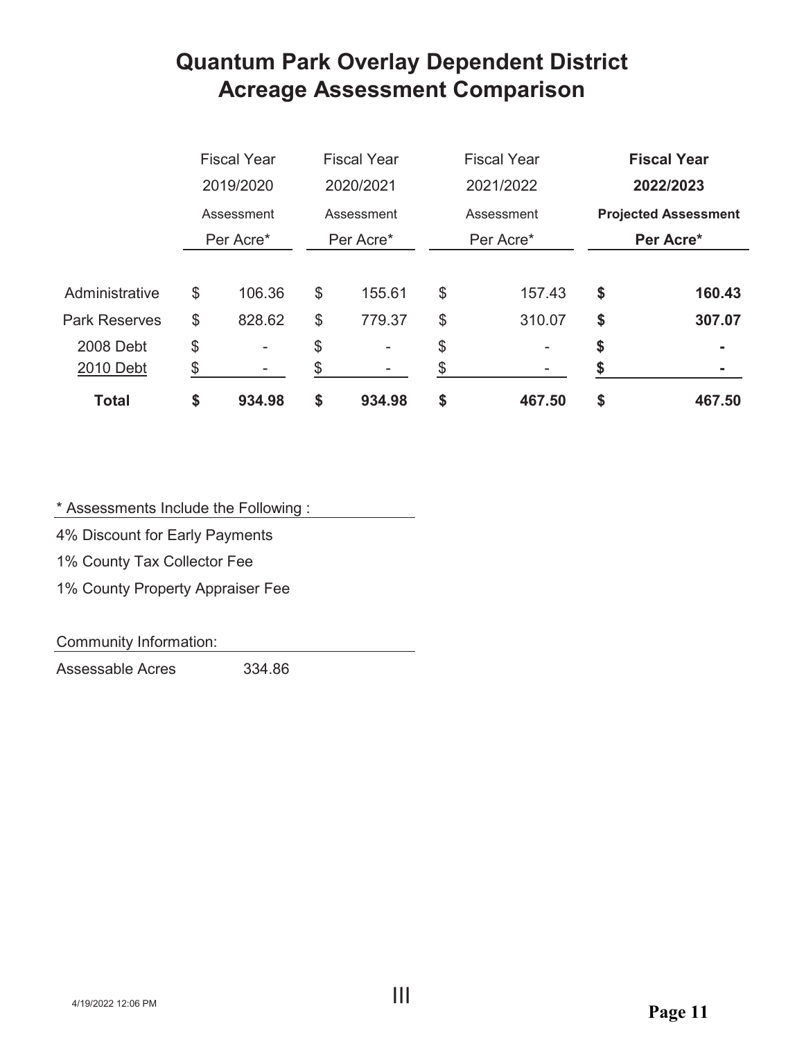# Quantum Park Overlay Dependent District
# Acreage Assessment Comparison

| | Fiscal Year 2019/2020 Assessment Per Acre* | Fiscal Year 2020/2021 Assessment Per Acre* | Fiscal Year 2021/2022 Assessment Per Acre* | **Fiscal Year 2022/2023 Projected Assessment Per Acre*** |
|---|---|---|---|---|
| Administrative | $ 106.36 | $ 155.61 | $ 157.43 | **$ 160.43** |
| Park Reserves | $ 828.62 | $ 779.37 | $ 310.07 | **$ 307.07** |
| 2008 Debt | $ - | $ - | $ - | **$ -** |
| 2010 Debt | $ - | $ - | $ - | **$ -** |
| **Total** | **$ 934.98** | **$ 934.98** | **$ 467.50** | **$ 467.50** |

\* Assessments Include the Following :

4% Discount for Early Payments

1% County Tax Collector Fee

1% County Property Appraiser Fee

Community Information:

Assessable Acres 334.86

4/19/2022 12:06 PM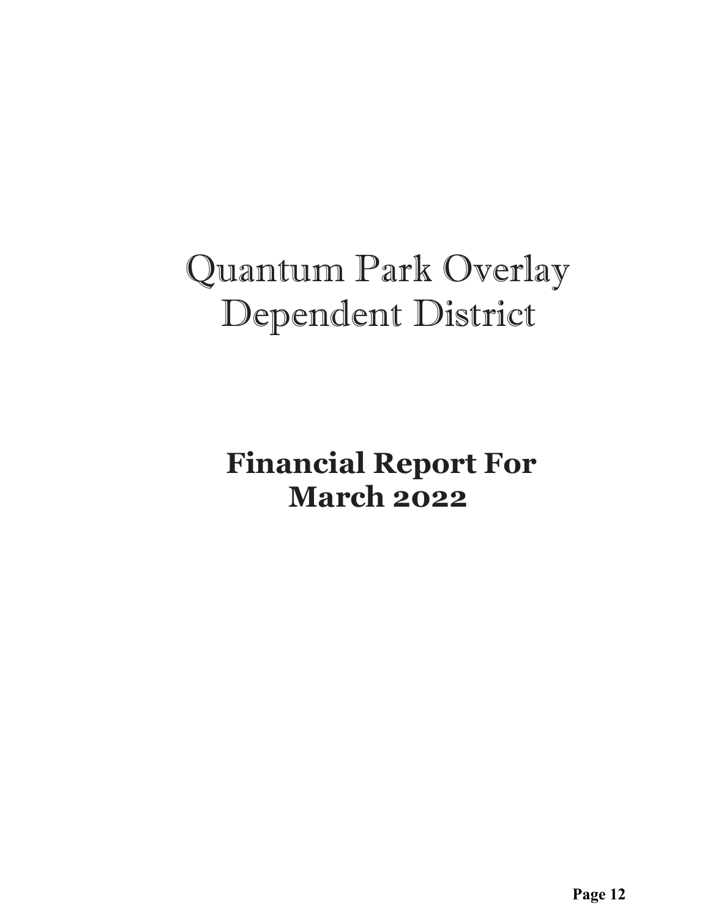# Quantum Park Overlay Dependent District

## Financial Report For March 2022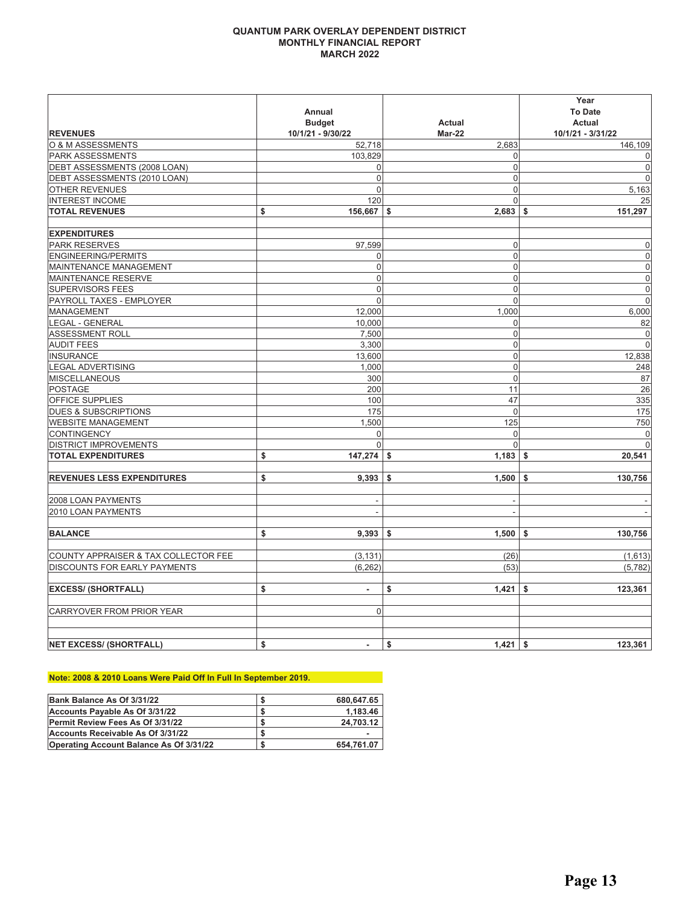# QUANTUM PARK OVERLAY DEPENDENT DISTRICT
## MONTHLY FINANCIAL REPORT
## MARCH 2022

| REVENUES | Annual Budget 10/1/21 - 9/30/22 | Actual Mar-22 | Year To Date Actual 10/1/21 - 3/31/22 |
|---|---|---|---|
| O & M ASSESSMENTS | 52,718 | 2,683 | 146,109 |
| PARK ASSESSMENTS | 103,829 | 0 | 0 |
| DEBT ASSESSMENTS (2008 LOAN) | 0 | 0 | 0 |
| DEBT ASSESSMENTS (2010 LOAN) | 0 | 0 | 0 |
| OTHER REVENUES | 0 | 0 | 5,163 |
| INTEREST INCOME | 120 | 0 | 25 |
| **TOTAL REVENUES** | **$ 156,667** | **$ 2,683** | **$ 151,297** |
| | | | |
| **EXPENDITURES** | | | |
| PARK RESERVES | 97,599 | 0 | 0 |
| ENGINEERING/PERMITS | 0 | 0 | 0 |
| MAINTENANCE MANAGEMENT | 0 | 0 | 0 |
| MAINTENANCE RESERVE | 0 | 0 | 0 |
| SUPERVISORS FEES | 0 | 0 | 0 |
| PAYROLL TAXES - EMPLOYER | 0 | 0 | 0 |
| MANAGEMENT | 12,000 | 1,000 | 6,000 |
| LEGAL - GENERAL | 10,000 | 0 | 82 |
| ASSESSMENT ROLL | 7,500 | 0 | 0 |
| AUDIT FEES | 3,300 | 0 | 0 |
| INSURANCE | 13,600 | 0 | 12,838 |
| LEGAL ADVERTISING | 1,000 | 0 | 248 |
| MISCELLANEOUS | 300 | 0 | 87 |
| POSTAGE | 200 | 11 | 26 |
| OFFICE SUPPLIES | 100 | 47 | 335 |
| DUES & SUBSCRIPTIONS | 175 | 0 | 175 |
| WEBSITE MANAGEMENT | 1,500 | 125 | 750 |
| CONTINGENCY | 0 | 0 | 0 |
| DISTRICT IMPROVEMENTS | 0 | 0 | 0 |
| **TOTAL EXPENDITURES** | **$ 147,274** | **$ 1,183** | **$ 20,541** |
| | | | |
| **REVENUES LESS EXPENDITURES** | **$ 9,393** | **$ 1,500** | **$ 130,756** |
| | | | |
| 2008 LOAN PAYMENTS | - | - | - |
| 2010 LOAN PAYMENTS | - | - | - |
| | | | |
| **BALANCE** | **$ 9,393** | **$ 1,500** | **$ 130,756** |
| | | | |
| COUNTY APPRAISER & TAX COLLECTOR FEE | (3,131) | (26) | (1,613) |
| DISCOUNTS FOR EARLY PAYMENTS | (6,262) | (53) | (5,782) |
| | | | |
| **EXCESS/ (SHORTFALL)** | **$ -** | **$ 1,421** | **$ 123,361** |
| | | | |
| CARRYOVER FROM PRIOR YEAR | 0 | | |
| | | | |
| **NET EXCESS/ (SHORTFALL)** | **$ -** | **$ 1,421** | **$ 123,361** |

**Note: 2008 & 2010 Loans Were Paid Off In Full In September 2019.**

| | |
|---|---|
| **Bank Balance As Of 3/31/22** | **$ 680,647.65** |
| **Accounts Payable As Of 3/31/22** | **$ 1,183.46** |
| **Permit Review Fees As Of 3/31/22** | **$ 24,703.12** |
| **Accounts Receivable As Of 3/31/22** | **$ -** |
| **Operating Account Balance As Of 3/31/22** | **$ 654,761.07** |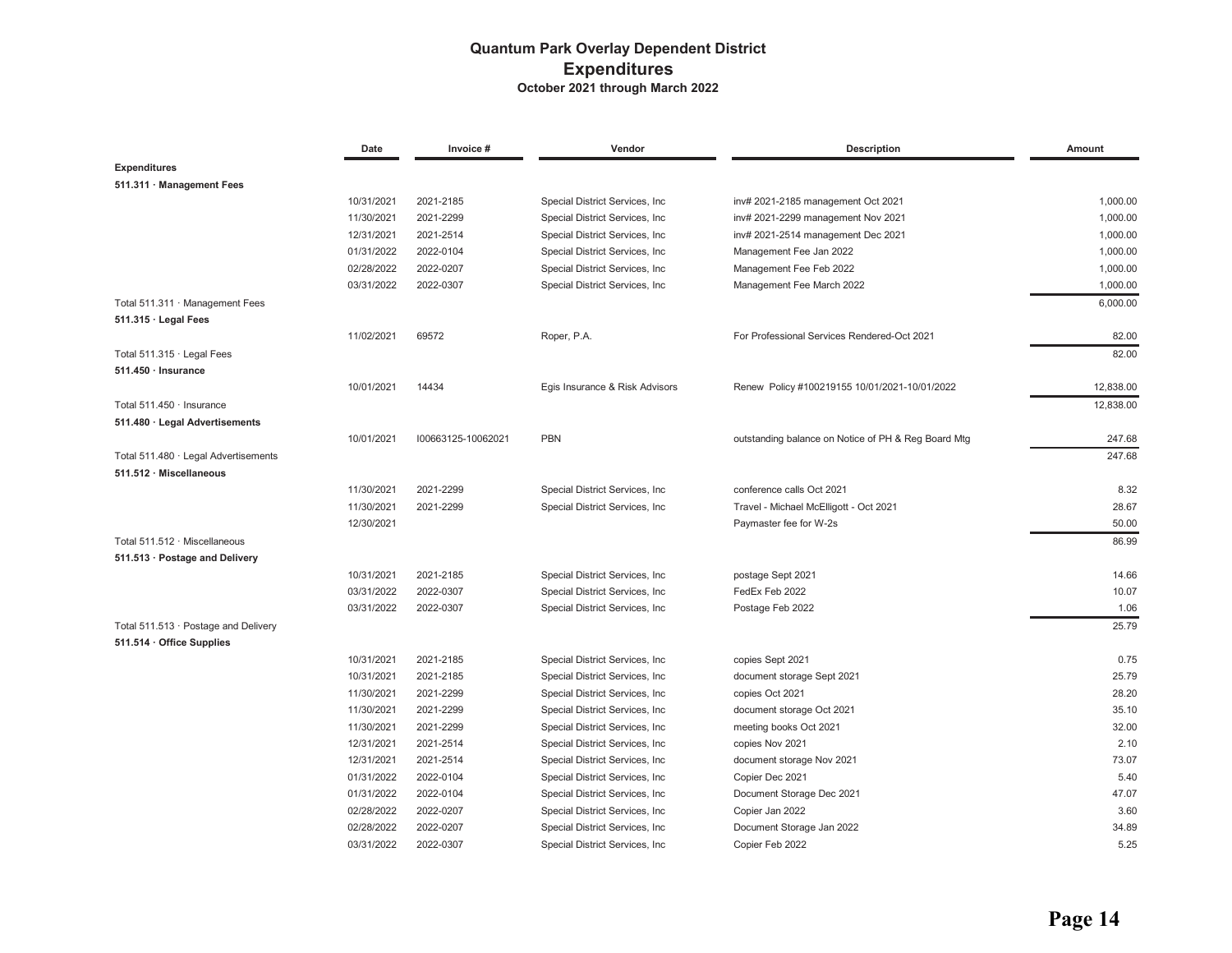# Quantum Park Overlay Dependent District

## Expenditures

### October 2021 through March 2022

| | Date | Invoice # | Vendor | Description | Amount |
|---|---|---|---|---|---|
| **Expenditures** | | | | | |
| **511.311 · Management Fees** | | | | | |
| | 10/31/2021 | 2021-2185 | Special District Services, Inc | inv# 2021-2185 management Oct 2021 | 1,000.00 |
| | 11/30/2021 | 2021-2299 | Special District Services, Inc | inv# 2021-2299 management Nov 2021 | 1,000.00 |
| | 12/31/2021 | 2021-2514 | Special District Services, Inc | inv# 2021-2514 management Dec 2021 | 1,000.00 |
| | 01/31/2022 | 2022-0104 | Special District Services, Inc | Management Fee Jan 2022 | 1,000.00 |
| | 02/28/2022 | 2022-0207 | Special District Services, Inc | Management Fee Feb 2022 | 1,000.00 |
| | 03/31/2022 | 2022-0307 | Special District Services, Inc | Management Fee March 2022 | 1,000.00 |
| Total 511.311 · Management Fees | | | | | 6,000.00 |
| **511.315 · Legal Fees** | | | | | |
| | 11/02/2021 | 69572 | Roper, P.A. | For Professional Services Rendered-Oct 2021 | 82.00 |
| Total 511.315 · Legal Fees | | | | | 82.00 |
| **511.450 · Insurance** | | | | | |
| | 10/01/2021 | 14434 | Egis Insurance & Risk Advisors | Renew Policy #100219155 10/01/2021-10/01/2022 | 12,838.00 |
| Total 511.450 · Insurance | | | | | 12,838.00 |
| **511.480 · Legal Advertisements** | | | | | |
| | 10/01/2021 | I00663125-10062021 | PBN | outstanding balance on Notice of PH & Reg Board Mtg | 247.68 |
| Total 511.480 · Legal Advertisements | | | | | 247.68 |
| **511.512 · Miscellaneous** | | | | | |
| | 11/30/2021 | 2021-2299 | Special District Services, Inc | conference calls Oct 2021 | 8.32 |
| | 11/30/2021 | 2021-2299 | Special District Services, Inc | Travel - Michael McElligott - Oct 2021 | 28.67 |
| | 12/30/2021 | | | Paymaster fee for W-2s | 50.00 |
| Total 511.512 · Miscellaneous | | | | | 86.99 |
| **511.513 · Postage and Delivery** | | | | | |
| | 10/31/2021 | 2021-2185 | Special District Services, Inc | postage Sept 2021 | 14.66 |
| | 03/31/2022 | 2022-0307 | Special District Services, Inc | FedEx Feb 2022 | 10.07 |
| | 03/31/2022 | 2022-0307 | Special District Services, Inc | Postage Feb 2022 | 1.06 |
| Total 511.513 · Postage and Delivery | | | | | 25.79 |
| **511.514 · Office Supplies** | | | | | |
| | 10/31/2021 | 2021-2185 | Special District Services, Inc | copies Sept 2021 | 0.75 |
| | 10/31/2021 | 2021-2185 | Special District Services, Inc | document storage Sept 2021 | 25.79 |
| | 11/30/2021 | 2021-2299 | Special District Services, Inc | copies Oct 2021 | 28.20 |
| | 11/30/2021 | 2021-2299 | Special District Services, Inc | document storage Oct 2021 | 35.10 |
| | 11/30/2021 | 2021-2299 | Special District Services, Inc | meeting books Oct 2021 | 32.00 |
| | 12/31/2021 | 2021-2514 | Special District Services, Inc | copies Nov 2021 | 2.10 |
| | 12/31/2021 | 2021-2514 | Special District Services, Inc | document storage Nov 2021 | 73.07 |
| | 01/31/2022 | 2022-0104 | Special District Services, Inc | Copier Dec 2021 | 5.40 |
| | 01/31/2022 | 2022-0104 | Special District Services, Inc | Document Storage Dec 2021 | 47.07 |
| | 02/28/2022 | 2022-0207 | Special District Services, Inc | Copier Jan 2022 | 3.60 |
| | 02/28/2022 | 2022-0207 | Special District Services, Inc | Document Storage Jan 2022 | 34.89 |
| | 03/31/2022 | 2022-0307 | Special District Services, Inc | Copier Feb 2022 | 5.25 |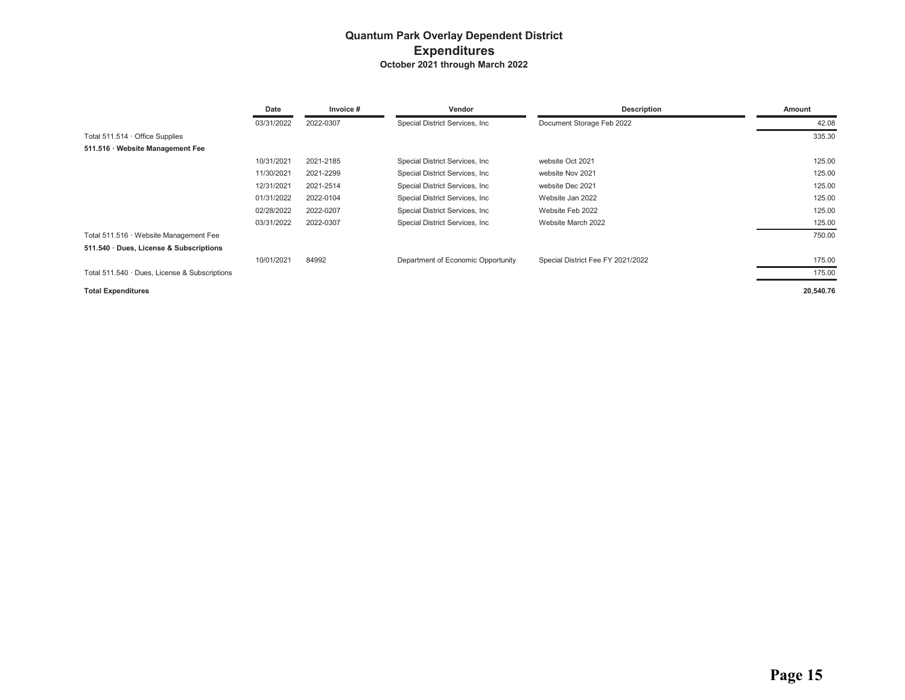# Quantum Park Overlay Dependent District
## Expenditures
### October 2021 through March 2022

| | Date | Invoice # | Vendor | Description | Amount |
|---|---|---|---|---|---|
| | 03/31/2022 | 2022-0307 | Special District Services, Inc | Document Storage Feb 2022 | 42.08 |
| Total 511.514 · Office Supplies | | | | | 335.30 |
| **511.516 · Website Management Fee** | | | | | |
| | 10/31/2021 | 2021-2185 | Special District Services, Inc | website Oct 2021 | 125.00 |
| | 11/30/2021 | 2021-2299 | Special District Services, Inc | website Nov 2021 | 125.00 |
| | 12/31/2021 | 2021-2514 | Special District Services, Inc | website Dec 2021 | 125.00 |
| | 01/31/2022 | 2022-0104 | Special District Services, Inc | Website Jan 2022 | 125.00 |
| | 02/28/2022 | 2022-0207 | Special District Services, Inc | Website Feb 2022 | 125.00 |
| | 03/31/2022 | 2022-0307 | Special District Services, Inc | Website March 2022 | 125.00 |
| Total 511.516 · Website Management Fee | | | | | 750.00 |
| **511.540 · Dues, License & Subscriptions** | | | | | |
| | 10/01/2021 | 84992 | Department of Economic Opportunity | Special District Fee FY 2021/2022 | 175.00 |
| Total 511.540 · Dues, License & Subscriptions | | | | | 175.00 |
| **Total Expenditures** | | | | | **20,540.76** |